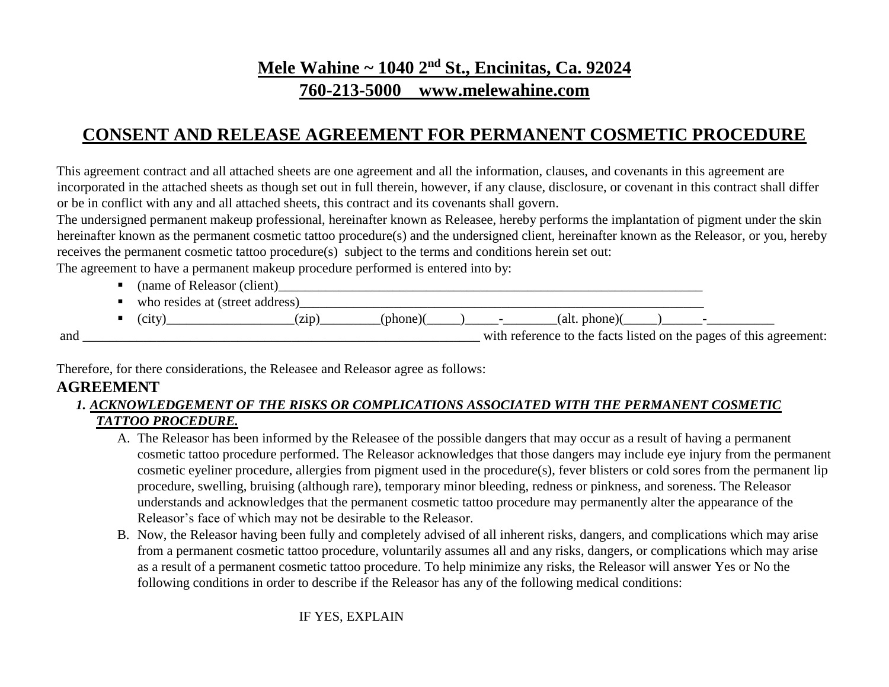# Mele Wahine ~ 1040 2nd St., Encinitas, Ca. 92024

## 760-213-5000    www.melewahine.com

## CONSENT AND RELEASE AGREEMENT FOR PERMANENT COSMETIC PROCEDURE

This agreement contract and all attached sheets are one agreement and all the information, clauses, and covenants in this agreement are incorporated in the attached sheets as though set out in full therein, however, if any clause, disclosure, or covenant in this contract shall differ or be in conflict with any and all attached sheets, this contract and its covenants shall govern.

The undersigned permanent makeup professional, hereinafter known as Releasee, hereby performs the implantation of pigment under the skin hereinafter known as the permanent cosmetic tattoo procedure(s) and the undersigned client, hereinafter known as the Releasor, or you, hereby receives the permanent cosmetic tattoo procedure(s) subject to the terms and conditions herein set out:

The agreement to have a permanent makeup procedure performed is entered into by:

- (name of Releasor (client)_____________________________________________________________________
- who resides at (street address)_________________________________________________________________
- (city)___________________(zip)_________(phone)(_____)_____-________(alt. phone)(_____)______-__________

and _____________________________________________________________ with reference to the facts listed on the pages of this agreement:

Therefore, for there considerations, the Releasee and Releasor agree as follows:

**AGREEMENT**

1. ***ACKNOWLEDGEMENT OF THE RISKS OR COMPLICATIONS ASSOCIATED WITH THE PERMANENT COSMETIC TATTOO PROCEDURE.***

   A. The Releasor has been informed by the Releasee of the possible dangers that may occur as a result of having a permanent cosmetic tattoo procedure performed. The Releasor acknowledges that those dangers may include eye injury from the permanent cosmetic eyeliner procedure, allergies from pigment used in the procedure(s), fever blisters or cold sores from the permanent lip procedure, swelling, bruising (although rare), temporary minor bleeding, redness or pinkness, and soreness. The Releasor understands and acknowledges that the permanent cosmetic tattoo procedure may permanently alter the appearance of the Releasor's face of which may not be desirable to the Releasor.

   B. Now, the Releasor having been fully and completely advised of all inherent risks, dangers, and complications which may arise from a permanent cosmetic tattoo procedure, voluntarily assumes all and any risks, dangers, or complications which may arise as a result of a permanent cosmetic tattoo procedure. To help minimize any risks, the Releasor will answer Yes or No the following conditions in order to describe if the Releasor has any of the following medical conditions:

IF YES, EXPLAIN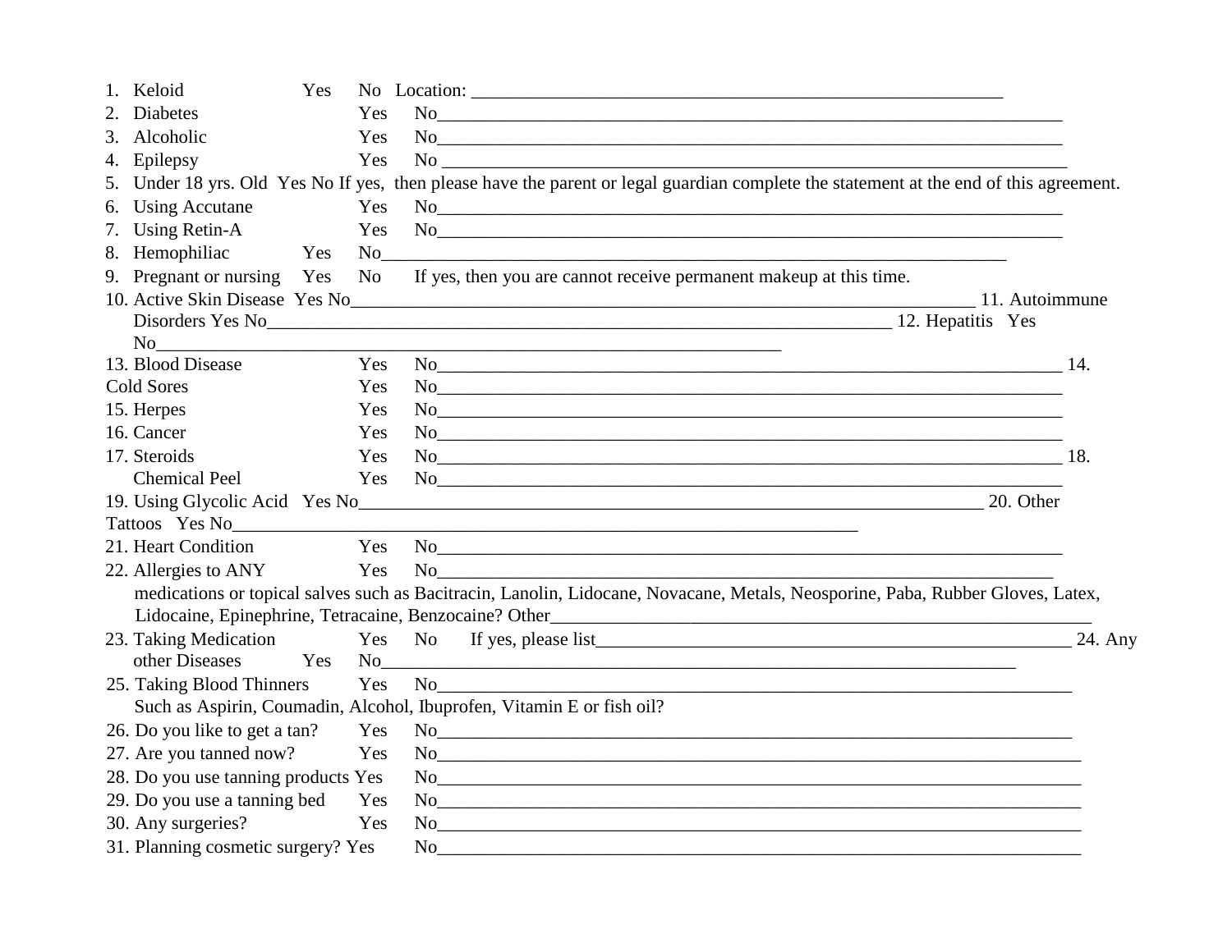1. Keloid Yes No Location: ____________________________________________________________
2. Diabetes Yes No__________________________________________________________________________
3. Alcoholic Yes No__________________________________________________________________________
4. Epilepsy Yes No __________________________________________________________________________
5. Under 18 yrs. Old Yes No If yes, then please have the parent or legal guardian complete the statement at the end of this agreement.
6. Using Accutane Yes No__________________________________________________________________________
7. Using Retin-A Yes No__________________________________________________________________________
8. Hemophiliac Yes No__________________________________________________________________________
9. Pregnant or nursing Yes No If yes, then you are cannot receive permanent makeup at this time.
10. Active Skin Disease Yes No__________________________________________________________________________
11. Autoimmune Disorders Yes No__________________________________________________________________________
12. Hepatitis Yes No__________________________________________________________________________
13. Blood Disease Yes No__________________________________________________________________________
14. Cold Sores Yes No__________________________________________________________________________
15. Herpes Yes No__________________________________________________________________________
16. Cancer Yes No__________________________________________________________________________
17. Steroids Yes No__________________________________________________________________________
18. Chemical Peel Yes No__________________________________________________________________________
19. Using Glycolic Acid Yes No__________________________________________________________________________
20. Other Tattoos Yes No__________________________________________________________________________
21. Heart Condition Yes No__________________________________________________________________________
22. Allergies to ANY Yes No__________________________________________________________________________
    medications or topical salves such as Bacitracin, Lanolin, Lidocane, Novacane, Metals, Neosporine, Paba, Rubber Gloves, Latex, Lidocaine, Epinephrine, Tetracaine, Benzocaine? Other____________________________________________________________
23. Taking Medication Yes No If yes, please list______________________________________________________
24. Any other Diseases Yes No__________________________________________________________________________
25. Taking Blood Thinners Yes No__________________________________________________________________________
    Such as Aspirin, Coumadin, Alcohol, Ibuprofen, Vitamin E or fish oil?
26. Do you like to get a tan? Yes No__________________________________________________________________________
27. Are you tanned now? Yes No__________________________________________________________________________
28. Do you use tanning products Yes No__________________________________________________________________________
29. Do you use a tanning bed Yes No__________________________________________________________________________
30. Any surgeries? Yes No__________________________________________________________________________
31. Planning cosmetic surgery? Yes No__________________________________________________________________________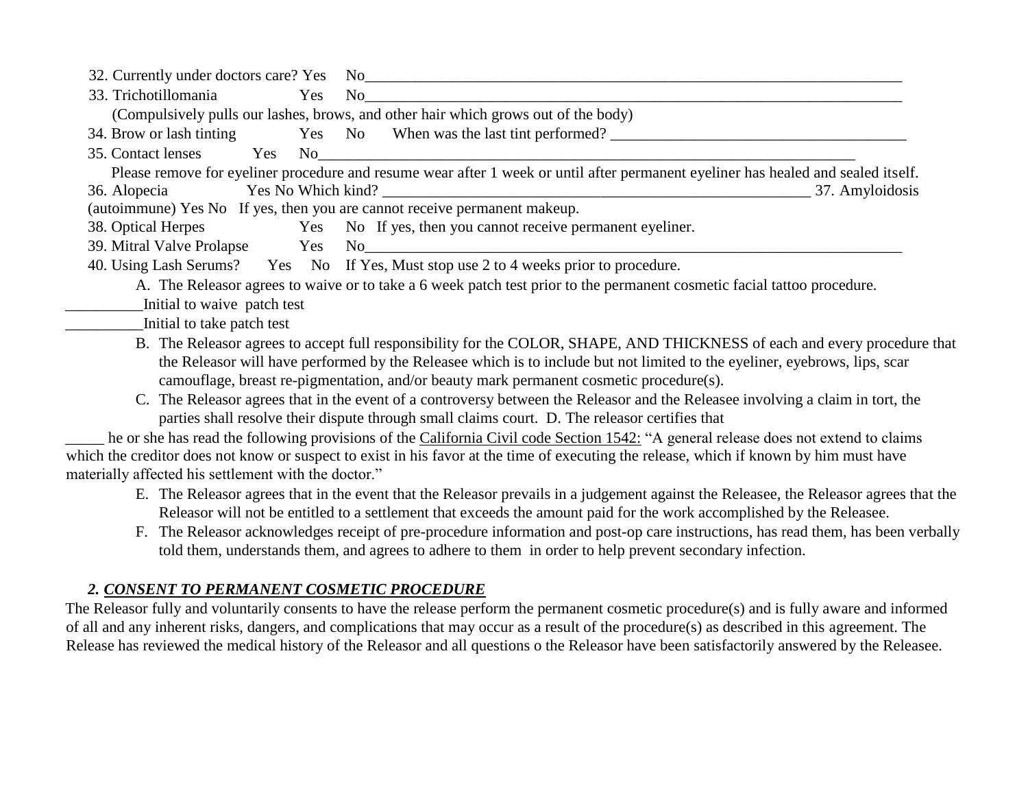32. Currently under doctors care? Yes No______________________________________________________________________________

33. Trichotillomania Yes No______________________________________________________________________________

(Compulsively pulls our lashes, brows, and other hair which grows out of the body)

34. Brow or lash tinting Yes No When was the last tint performed? ________________________________________

35. Contact lenses Yes No_________________________________________________________________________

Please remove for eyeliner procedure and resume wear after 1 week or until after permanent eyeliner has healed and sealed itself.

36. Alopecia Yes No Which kind? ___________________________________________________________ 37. Amyloidosis (autoimmune) Yes No If yes, then you are cannot receive permanent makeup.

38. Optical Herpes Yes No If yes, then you cannot receive permanent eyeliner.

39. Mitral Valve Prolapse Yes No______________________________________________________________________________

40. Using Lash Serums? Yes No If Yes, Must stop use 2 to 4 weeks prior to procedure.

A. The Releasor agrees to waive or to take a 6 week patch test prior to the permanent cosmetic facial tattoo procedure.

__________Initial to waive patch test

__________Initial to take patch test

B. The Releasor agrees to accept full responsibility for the COLOR, SHAPE, AND THICKNESS of each and every procedure that the Releasor will have performed by the Releasee which is to include but not limited to the eyeliner, eyebrows, lips, scar camouflage, breast re-pigmentation, and/or beauty mark permanent cosmetic procedure(s).

C. The Releasor agrees that in the event of a controversy between the Releasor and the Releasee involving a claim in tort, the parties shall resolve their dispute through small claims court. D. The releasor certifies that _____ he or she has read the following provisions of the California Civil code Section 1542: "A general release does not extend to claims which the creditor does not know or suspect to exist in his favor at the time of executing the release, which if known by him must have materially affected his settlement with the doctor."

E. The Releasor agrees that in the event that the Releasor prevails in a judgement against the Releasee, the Releasor agrees that the Releasor will not be entitled to a settlement that exceeds the amount paid for the work accomplished by the Releasee.

F. The Releasor acknowledges receipt of pre-procedure information and post-op care instructions, has read them, has been verbally told them, understands them, and agrees to adhere to them in order to help prevent secondary infection.

### *2. CONSENT TO PERMANENT COSMETIC PROCEDURE*

The Releasor fully and voluntarily consents to have the release perform the permanent cosmetic procedure(s) and is fully aware and informed of all and any inherent risks, dangers, and complications that may occur as a result of the procedure(s) as described in this agreement. The Release has reviewed the medical history of the Releasor and all questions o the Releasor have been satisfactorily answered by the Releasee.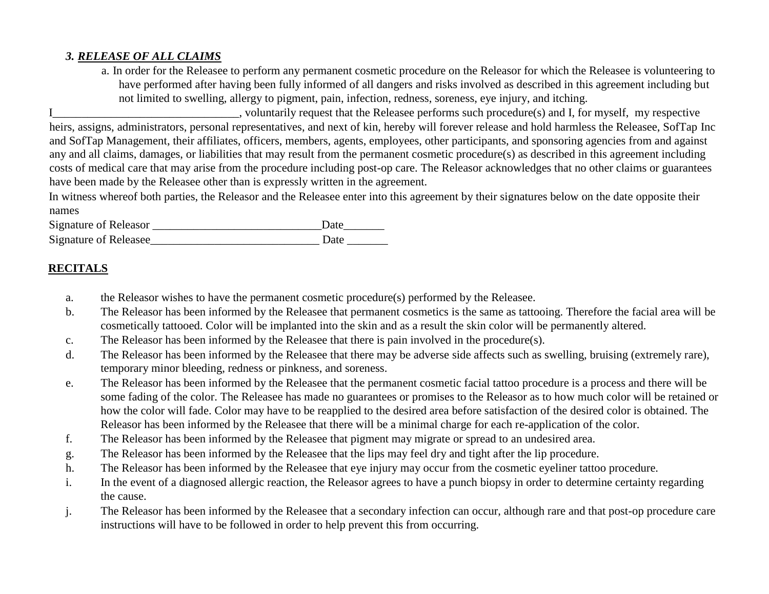### *3. **RELEASE OF ALL CLAIMS***

a. In order for the Releasee to perform any permanent cosmetic procedure on the Releasor for which the Releasee is volunteering to have performed after having been fully informed of all dangers and risks involved as described in this agreement including but not limited to swelling, allergy to pigment, pain, infection, redness, soreness, eye injury, and itching.

I________________________________, voluntarily request that the Releasee performs such procedure(s) and I, for myself, my respective heirs, assigns, administrators, personal representatives, and next of kin, hereby will forever release and hold harmless the Releasee, SofTap Inc and SofTap Management, their affiliates, officers, members, agents, employees, other participants, and sponsoring agencies from and against any and all claims, damages, or liabilities that may result from the permanent cosmetic procedure(s) as described in this agreement including costs of medical care that may arise from the procedure including post-op care. The Releasor acknowledges that no other claims or guarantees have been made by the Releasee other than is expressly written in the agreement.

In witness whereof both parties, the Releasor and the Releasee enter into this agreement by their signatures below on the date opposite their names

Signature of Releasor _____________________________Date_______

Signature of Releasee_____________________________ Date _______

## RECITALS

a. the Releasor wishes to have the permanent cosmetic procedure(s) performed by the Releasee.

b. The Releasor has been informed by the Releasee that permanent cosmetics is the same as tattooing. Therefore the facial area will be cosmetically tattooed. Color will be implanted into the skin and as a result the skin color will be permanently altered.

c. The Releasor has been informed by the Releasee that there is pain involved in the procedure(s).

d. The Releasor has been informed by the Releasee that there may be adverse side affects such as swelling, bruising (extremely rare), temporary minor bleeding, redness or pinkness, and soreness.

e. The Releasor has been informed by the Releasee that the permanent cosmetic facial tattoo procedure is a process and there will be some fading of the color. The Releasee has made no guarantees or promises to the Releasor as to how much color will be retained or how the color will fade. Color may have to be reapplied to the desired area before satisfaction of the desired color is obtained. The Releasor has been informed by the Releasee that there will be a minimal charge for each re-application of the color.

f. The Releasor has been informed by the Releasee that pigment may migrate or spread to an undesired area.

g. The Releasor has been informed by the Releasee that the lips may feel dry and tight after the lip procedure.

h. The Releasor has been informed by the Releasee that eye injury may occur from the cosmetic eyeliner tattoo procedure.

i. In the event of a diagnosed allergic reaction, the Releasor agrees to have a punch biopsy in order to determine certainty regarding the cause.

j. The Releasor has been informed by the Releasee that a secondary infection can occur, although rare and that post-op procedure care instructions will have to be followed in order to help prevent this from occurring.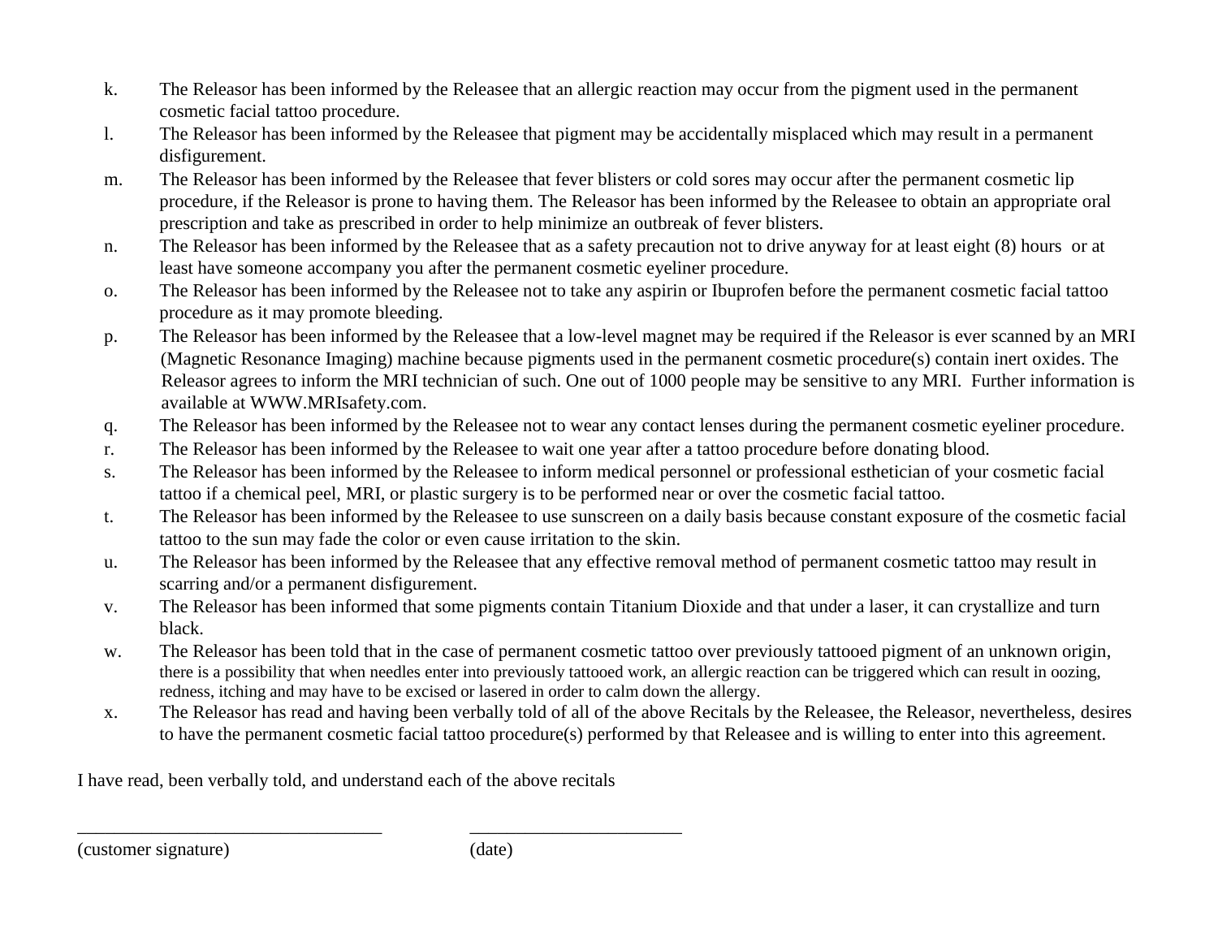k. The Releasor has been informed by the Releasee that an allergic reaction may occur from the pigment used in the permanent cosmetic facial tattoo procedure.

l. The Releasor has been informed by the Releasee that pigment may be accidentally misplaced which may result in a permanent disfigurement.

m. The Releasor has been informed by the Releasee that fever blisters or cold sores may occur after the permanent cosmetic lip procedure, if the Releasor is prone to having them. The Releasor has been informed by the Releasee to obtain an appropriate oral prescription and take as prescribed in order to help minimize an outbreak of fever blisters.

n. The Releasor has been informed by the Releasee that as a safety precaution not to drive anyway for at least eight (8) hours or at least have someone accompany you after the permanent cosmetic eyeliner procedure.

o. The Releasor has been informed by the Releasee not to take any aspirin or Ibuprofen before the permanent cosmetic facial tattoo procedure as it may promote bleeding.

p. The Releasor has been informed by the Releasee that a low-level magnet may be required if the Releasor is ever scanned by an MRI (Magnetic Resonance Imaging) machine because pigments used in the permanent cosmetic procedure(s) contain inert oxides. The Releasor agrees to inform the MRI technician of such. One out of 1000 people may be sensitive to any MRI. Further information is available at WWW.MRIsafety.com.

q. The Releasor has been informed by the Releasee not to wear any contact lenses during the permanent cosmetic eyeliner procedure.

r. The Releasor has been informed by the Releasee to wait one year after a tattoo procedure before donating blood.

s. The Releasor has been informed by the Releasee to inform medical personnel or professional esthetician of your cosmetic facial tattoo if a chemical peel, MRI, or plastic surgery is to be performed near or over the cosmetic facial tattoo.

t. The Releasor has been informed by the Releasee to use sunscreen on a daily basis because constant exposure of the cosmetic facial tattoo to the sun may fade the color or even cause irritation to the skin.

u. The Releasor has been informed by the Releasee that any effective removal method of permanent cosmetic tattoo may result in scarring and/or a permanent disfigurement.

v. The Releasor has been informed that some pigments contain Titanium Dioxide and that under a laser, it can crystallize and turn black.

w. The Releasor has been told that in the case of permanent cosmetic tattoo over previously tattooed pigment of an unknown origin, there is a possibility that when needles enter into previously tattooed work, an allergic reaction can be triggered which can result in oozing, redness, itching and may have to be excised or lasered in order to calm down the allergy.

x. The Releasor has read and having been verbally told of all of the above Recitals by the Releasee, the Releasor, nevertheless, desires to have the permanent cosmetic facial tattoo procedure(s) performed by that Releasee and is willing to enter into this agreement.

I have read, been verbally told, and understand each of the above recitals

_________________________________ _______________________

(customer signature) (date)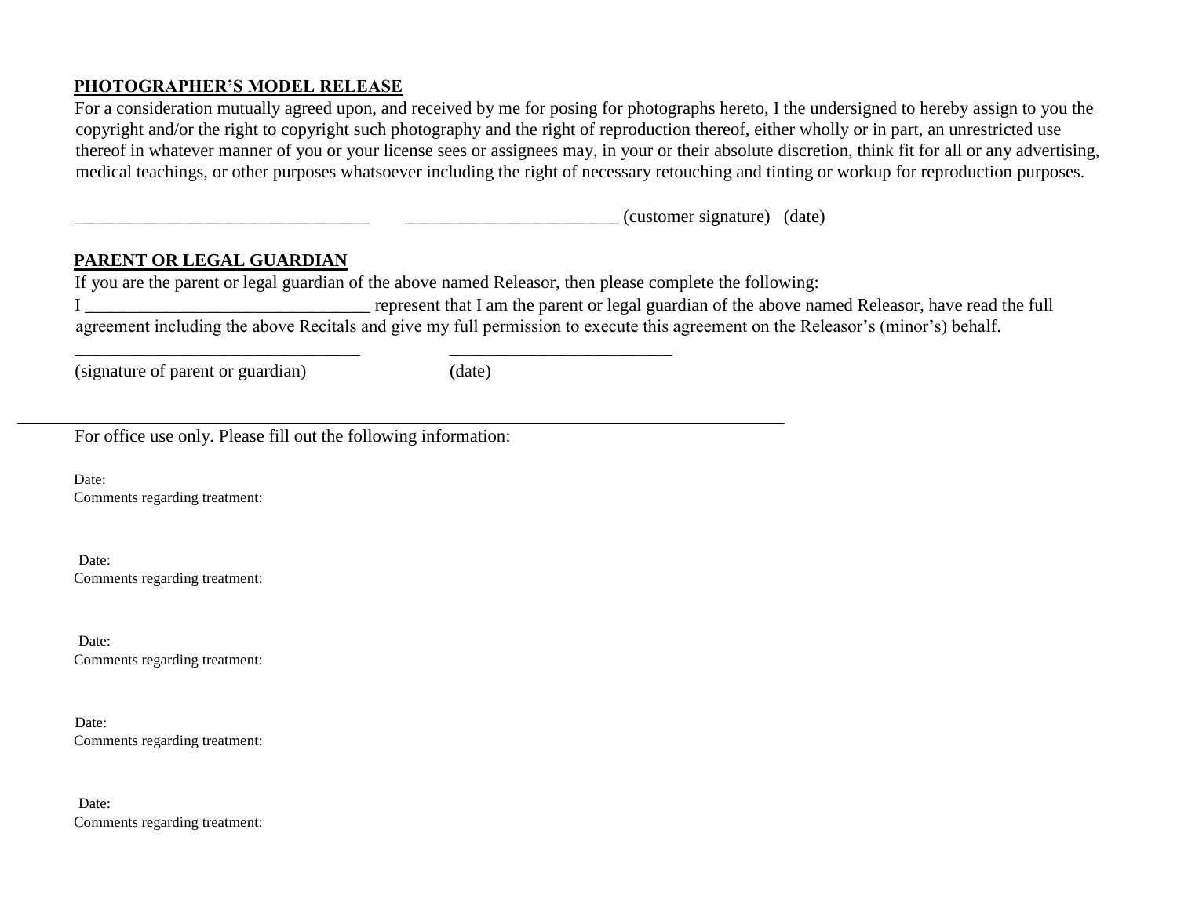## PHOTOGRAPHER'S MODEL RELEASE

For a consideration mutually agreed upon, and received by me for posing for photographs hereto, I the undersigned to hereby assign to you the copyright and/or the right to copyright such photography and the right of reproduction thereof, either wholly or in part, an unrestricted use thereof in whatever manner of you or your license sees or assignees may, in your or their absolute discretion, think fit for all or any advertising, medical teachings, or other purposes whatsoever including the right of necessary retouching and tinting or workup for reproduction purposes.

_________________________________ _______________________ (customer signature) (date)

## PARENT OR LEGAL GUARDIAN

If you are the parent or legal guardian of the above named Releasor, then please complete the following:

I _______________________________ represent that I am the parent or legal guardian of the above named Releasor, have read the full agreement including the above Recitals and give my full permission to execute this agreement on the Releasor's (minor's) behalf.

_______________________________ ________________________

(signature of parent or guardian) (date)

---

For office use only. Please fill out the following information:

Date:

Comments regarding treatment:

Date:

Comments regarding treatment:

Date:

Comments regarding treatment:

Date:

Comments regarding treatment:

Date:

Comments regarding treatment: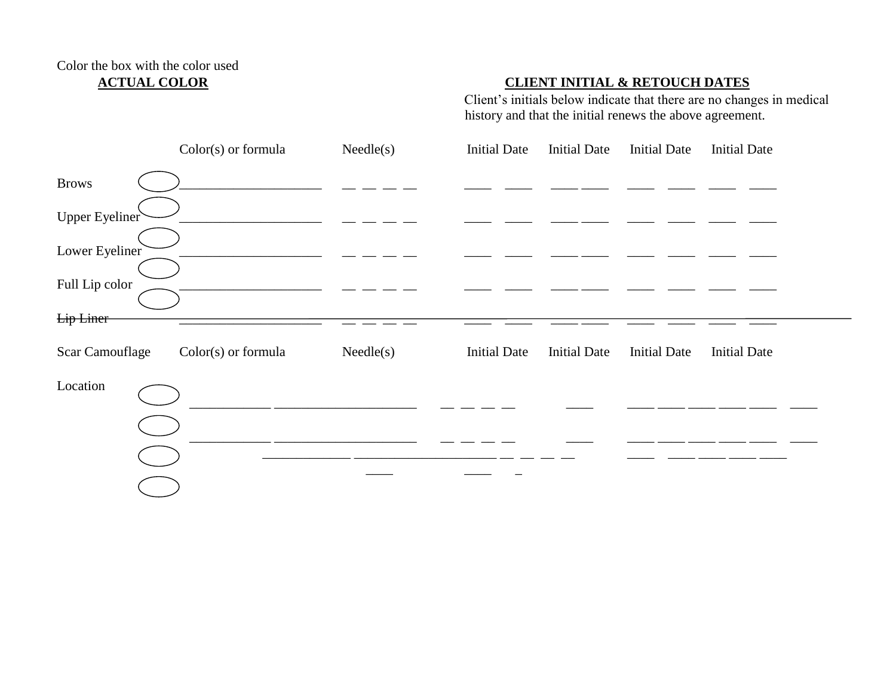Color the box with the color used

**ACTUAL COLOR**

**CLIENT INITIAL & RETOUCH DATES**

Client's initials below indicate that there are no changes in medical history and that the initial renews the above agreement.

| | | Color(s) or formula | Needle(s) | Initial Date | Initial Date | Initial Date | Initial Date |
|---|---|---|---|---|---|---|---|
| Brows | ◯ | ____________________ | __ __ __ __ | ____ ____ | ____ ____ | ____ ____ | ____ ____ |
| Upper Eyeliner | ◯ | ____________________ | __ __ __ __ | ____ ____ | ____ ____ | ____ ____ | ____ ____ |
| Lower Eyeliner | ◯ | ____________________ | __ __ __ __ | ____ ____ | ____ ____ | ____ ____ | ____ ____ |
| Full Lip color | ◯ | ____________________ | __ __ __ __ | ____ ____ | ____ ____ | ____ ____ | ____ ____ |
| ~~Lip Liner~~ | ◯ | ____________________ | __ __ __ __ | ____ ____ | ____ ____ | ____ ____ | ____ ____ |

| Scar Camouflage | | Color(s) or formula | Needle(s) | Initial Date | Initial Date | Initial Date | Initial Date |
|---|---|---|---|---|---|---|---|
| Location | ◯ | ___________ ____________________ | __ __ __ __ | ____ | ____ ____ ____ ____ ____ ____ | | |
| | ◯ | ___________ ____________________ | __ __ __ __ | ____ | ____ ____ ____ ____ ____ ____ | | |
| | ◯ | ____________ ____________________ | __ __ __ __ | | ____ ____ ____ ____ ____ | | |
| | ◯ | ____ | ____ _ | | | | |